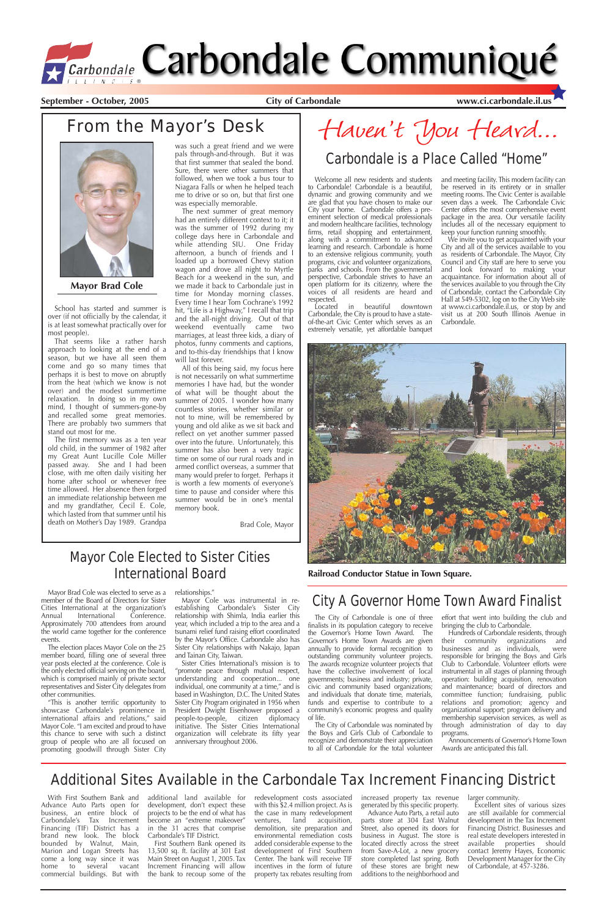# Carbondale Communiqué

**September - October, 2005** | **City of Carbondale** | **www.ci.carbondale.il.us**

## From the Mayor's Desk

**Mayor Brad Cole**

School has started and summer is over (if not officially by the calendar, it is at least somewhat practically over for most people).

That seems like a rather harsh approach to looking at the end of a season, but we have all seen them come and go so many times that perhaps it is best to move on abruptly from the heat (which we know is not over) and the modest summertime relaxation. In doing so in my own mind, I thought of summers-gone-by and recalled some great memories. There are probably two summers that stand out most for me.

The first memory was as a ten year old child, in the summer of 1982 after my Great Aunt Lucille Cole Miller passed away. She and I had been close, with me often daily visiting her home after school or whenever free time allowed. Her absence then forged an immediate relationship between me and my grandfather, Cecil E. Cole, which lasted from that summer until his death on Mother's Day 1989. Grandpa was such a great friend and we were pals through-and-through. But it was that first summer that sealed the bond. Sure, there were other summers that followed, when we took a bus tour to Niagara Falls or when he helped teach me to drive or so on, but that first one was especially memorable.

The next summer of great memory had an entirely different context to it; it was the summer of 1992 during my college days here in Carbondale and while attending SIU. One Friday afternoon, a bunch of friends and I loaded up a borrowed Chevy station wagon and drove all night to Myrtle Beach for a weekend in the sun, and we made it back to Carbondale just in time for Monday morning classes. Every time I hear Tom Cochrane's 1992 hit, "Life is a Highway," I recall that trip and the all-night driving. Out of that weekend eventually came two marriages, at least three kids, a diary of photos, funny comments and captions, and to-this-day friendships that I know will last forever.

All of this being said, my focus here is not necessarily on what summertime memories I have had, but the wonder of what will be thought about the summer of 2005. I wonder how many countless stories, whether similar or not to mine, will be remembered by young and old alike as we sit back and reflect on yet another summer passed over into the future. Unfortunately, this summer has also been a very tragic time on some of our rural roads and in armed conflict overseas, a summer that many would prefer to forget. Perhaps it is worth a few moments of everyone's time to pause and consider where this summer would be in one's mental memory book.

Brad Cole, Mayor

## *Haven't You Heard...*

## Carbondale is a Place Called "Home"

Welcome all new residents and students to Carbondale! Carbondale is a beautiful, dynamic and growing community and we are glad that you have chosen to make our City your home. Carbondale offers a pre-eminent selection of medical professionals and modern healthcare facilities, technology firms, retail shopping and entertainment, along with a commitment to advanced learning and research. Carbondale is home to an extensive religious community, youth programs, civic and volunteer organizations, parks and schools. From the governmental perspective, Carbondale strives to have an open platform for its citizenry, where the voices of all residents are heard and respected.

Located in beautiful downtown Carbondale, the City is proud to have a state-of-the-art Civic Center which serves as an extremely versatile, yet affordable banquet and meeting facility. This modern facility can be reserved in its entirety or in smaller meeting rooms. The Civic Center is available seven days a week. The Carbondale Civic Center offers the most comprehensive event package in the area. Our versatile facility includes all of the necessary equipment to keep your function running smoothly.

We invite you to get acquainted with your City and all of the services available to you as residents of Carbondale. The Mayor, City Council and City staff are here to serve you and look forward to making your acquaintance. For information about all of the services available to you through the City of Carbondale, contact the Carbondale City Hall at 549-5302, log on to the City Web site at www.ci.carbondale.il.us, or stop by and visit us at 200 South Illinois Avenue in Carbondale.

**Railroad Conductor Statue in Town Square.**

## Mayor Cole Elected to Sister Cities International Board

Mayor Brad Cole was elected to serve as a member of the Board of Directors for Sister Cities International at the organization's Annual International Conference. Approximately 700 attendees from around the world came together for the conference events.

The election places Mayor Cole on the 25 member board, filling one of several three year posts elected at the conference. Cole is the only elected official serving on the board, which is comprised mainly of private sector representatives and Sister City delegates from other communities.

"This is another terrific opportunity to showcase Carbondale's prominence in international affairs and relations," said Mayor Cole. "I am excited and proud to have this chance to serve with such a distinct group of people who are all focused on promoting goodwill through Sister City relationships."

Mayor Cole was instrumental in re-establishing Carbondale's Sister City relationship with Shimla, India earlier this year, which included a trip to the area and a tsunami relief fund raising effort coordinated by the Mayor's Office. Carbondale also has Sister City relationships with Nakajo, Japan and Tainan City, Taiwan.

Sister Cities International's mission is to "promote peace through mutual respect, understanding and cooperation... one individual, one community at a time," and is based in Washington, D.C. The United States Sister City Program originated in 1956 when President Dwight Eisenhower proposed a people-to-people, citizen diplomacy initiative. The Sister Cities International organization will celebrate its fifty year anniversary throughout 2006.

## City A Governor Home Town Award Finalist

The City of Carbondale is one of three finalists in its population category to receive the Governor's Home Town Award. The Governor's Home Town Awards are given annually to provide formal recognition to outstanding community volunteer projects. The awards recognize volunteer projects that have the collective involvement of local governments; business and industry; private, civic and community based organizations; and individuals that donate time, materials, funds and expertise to contribute to a community's economic progress and quality of life.

The City of Carbondale was nominated by the Boys and Girls Club of Carbondale to recognize and demonstrate their appreciation to all of Carbondale for the total volunteer effort that went into building the club and bringing the club to Carbondale.

Hundreds of Carbondale residents, through their community organizations and businesses and as individuals, were responsible for bringing the Boys and Girls Club to Carbondale. Volunteer efforts were instrumental in all stages of planning through operation: building acquisition, renovation and maintenance; board of directors and committee function; fundraising, public relations and promotion; agency and organizational support; program delivery and membership supervision services, as well as through administration of day to day programs.

Announcements of Governor's Home Town Awards are anticipated this fall.

## Additional Sites Available in the Carbondale Tax Increment Financing District

With First Southern Bank and Advance Auto Parts open for business, an entire block of Carbondale's Tax Increment Financing (TIF) District has a brand new look. The block bounded by Walnut, Main, Marion and Logan Streets has come a long way since it was home to several vacant commercial buildings. But with additional land available for development, don't expect these projects to be the end of what has become an "extreme makeover" in the 31 acres that comprise Carbondale's TIF District.

First Southern Bank opened its 13,500 sq. ft. facility at 301 East Main Street on August 1, 2005. Tax Increment Financing will allow the bank to recoup some of the redevelopment costs associated with this $2.4 million project. As is the case in many redevelopment ventures, land acquisition, demolition, site preparation and environmental remediation costs added considerable expense to the development of First Southern Center. The bank will receive TIF incentives in the form of future property tax rebates resulting from increased property tax revenue generated by this specific property.

Advance Auto Parts, a retail auto parts store at 304 East Walnut Street, also opened its doors for business in August. The store is located directly across the street from Save-A-Lot, a new grocery store completed last spring. Both of these stores are bright new additions to the neighborhood and larger community.

Excellent sites of various sizes are still available for commercial development in the Tax Increment Financing District. Businesses and real estate developers interested in available properties should contact Jeremy Hayes, Economic Development Manager for the City of Carbondale, at 457-3286.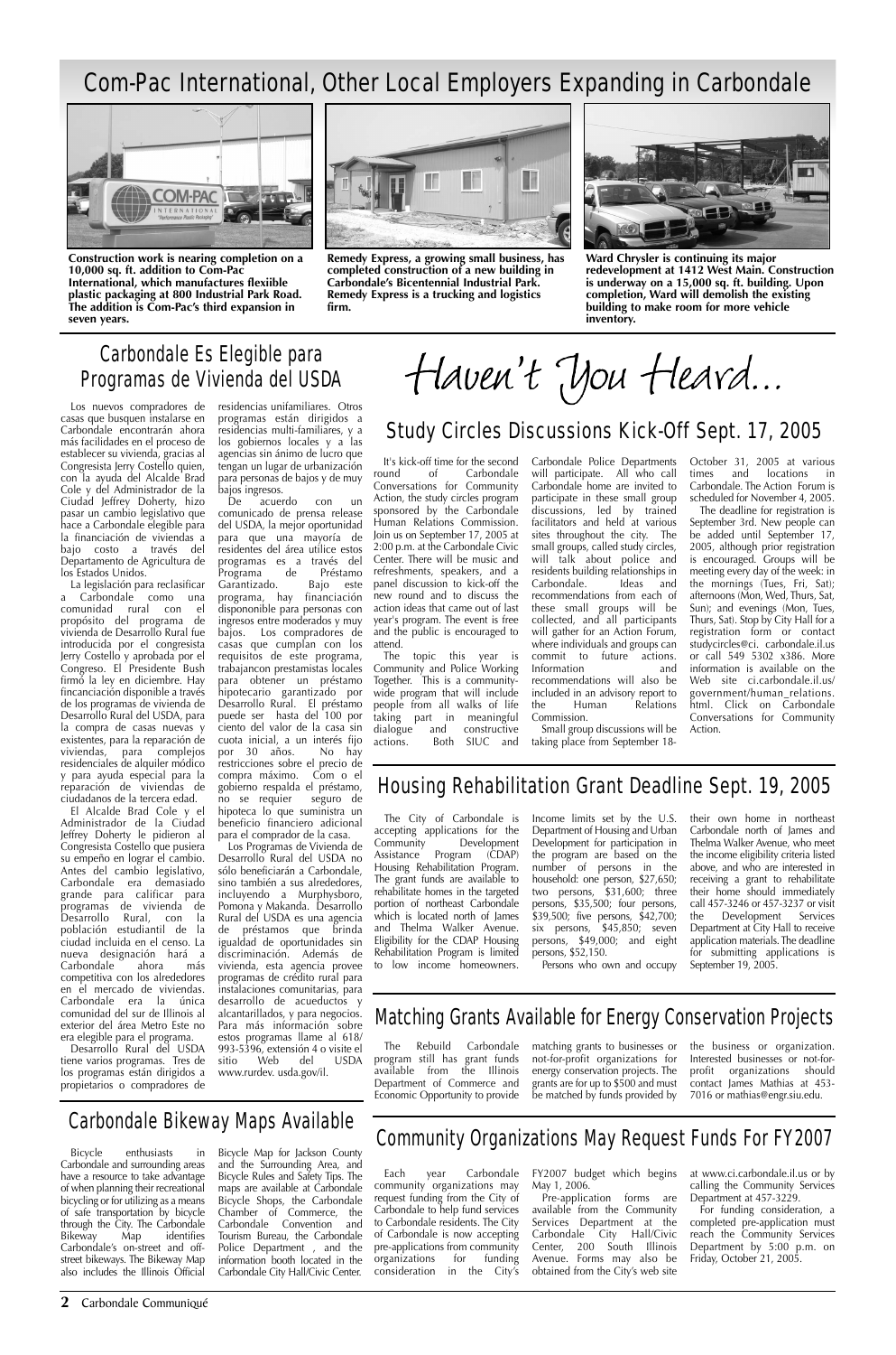# Com-Pac International, Other Local Employers Expanding in Carbondale

**Construction work is nearing completion on a 10,000 sq. ft. addition to Com-Pac International, which manufactures flexiible plastic packaging at 800 Industrial Park Road. The addition is Com-Pac's third expansion in seven years.**

**Remedy Express, a growing small business, has completed construction of a new building in Carbondale's Bicentennial Industrial Park. Remedy Express is a trucking and logistics firm.**

**Ward Chrysler is continuing its major redevelopment at 1412 West Main. Construction is underway on a 15,000 sq. ft. building. Upon completion, Ward will demolish the existing building to make room for more vehicle inventory.**

## Carbondale Es Elegible para Programas de Vivienda del USDA

Los nuevos compradores de casas que busquen instalarse en Carbondale encontrarán ahora más facilidades en el proceso de establecer su vivienda, gracias al Congresista Jerry Costello quien, con la ayuda del Alcalde Brad Cole y del Administrador de la Ciudad Jeffrey Doherty, hizo pasar un cambio legislativo que hace a Carbondale elegible para la financiación de viviendas a bajo costo a través del Departamento de Agricultura de los Estados Unidos.

La legislación para reclasificar a Carbondale como una comunidad rural con el propósito del programa de vivienda de Desarrollo Rural fue introducida por el congresista Jerry Costello y aprobada por el Congreso. El Presidente Bush firmó la ley en diciembre. Hay fincanciación disponible a través de los programas de vivienda de Desarrollo Rural del USDA, para la compra de casas nuevas y existentes, para la reparación de viviendas, para complejos residenciales de alquiler módico y para ayuda especial para la reparación de viviendas de ciudadanos de la tercera edad.

El Alcalde Brad Cole y el Administrador de la Ciudad Jeffrey Doherty le pidieron al Congresista Costello que pusiera su empeño en lograr el cambio. Antes del cambio legislativo, Carbondale era demasiado grande para calificar para programas de vivienda de Desarrollo Rural, con la población estudiantil de la ciudad incluida en el censo. La nueva designación hará a Carbondale ahora más competitiva con los alrededores en el mercado de viviendas. Carbondale era la única comunidad del sur de Illinois al exterior del área Metro Este no era elegible para el programa.

Desarrollo Rural del USDA tiene varios programas. Tres de los programas están dirigidos a propietarios o compradores de residencias unifamiliares. Otros programas están dirigidos a residencias multi-familiares, y a los gobiernos locales y a las agencias sin ánimo de lucro que tengan un lugar de urbanización para personas de bajos y de muy bajos ingresos.

De acuerdo con un comunicado de prensa release del USDA, la mejor oportunidad para que una mayoría de residentes del área utilice estos programas es a través del Programa de Préstamo Garantizado. Bajo este programa, hay financiación dispononible para personas con ingresos entre moderados y muy bajos. Los compradores de casas que cumplan con los requisitos de este programa, trabajancon prestamistas locales para obtener un préstamo hipotecario garantizado por Desarrollo Rural. El préstamo puede ser hasta del 100 por ciento del valor de la casa sin cuota inicial, a un interés fijo por 30 años. No hay restricciones sobre el precio de compra máximo. Como el gobierno respalda el préstamo, no se requier seguro de hipoteca lo que suministra un beneficio financiero adicional para el comprador de la casa.

Los Programas de Vivienda de Desarrollo Rural del USDA no sólo beneficiarán a Carbondale, sino también a sus alrededores, incluyendo a Murphysboro, Pomona y Makanda. Desarrollo Rural del USDA es una agencia de préstamos que brinda igualdad de oportunidades sin discriminación. Además de vivienda, esta agencia provee programas de crédito rural para instalaciones comunitarias, para desarrollo de acueductos y alcantarillados, y para negocios. Para más información sobre estos programas llame al 618/ 993-5396, extensión 4 o visite el sitio Web del USDA www.rurdev. usda.gov/il.

# *Haven't You Heard...*

## Study Circles Discussions Kick-Off Sept. 17, 2005

It's kick-off time for the second round of Carbondale Conversations for Community Action, the study circles program sponsored by the Carbondale Human Relations Commission. Join us on September 17, 2005 at 2:00 p.m. at the Carbondale Civic Center. There will be music and refreshments, speakers, and a panel discussion to kick-off the new round and to discuss the action ideas that came out of last year's program. The event is free and the public is encouraged to attend.

The topic this year is Community and Police Working Together. This is a community-wide program that will include people from all walks of life taking part in meaningful dialogue and constructive actions. Both SIUC and Carbondale Police Departments will participate. All who call Carbondale home are invited to participate in these small group discussions, led by trained facilitators and held at various sites throughout the city. The small groups, called study circles, will talk about police and residents building relationships in Carbondale. Ideas and recommendations from each of these small groups will be collected, and all participants will gather for an Action Forum, where individuals and groups can commit to future actions. Information and recommendations will also be included in an advisory report to the Human Relations Commission.

Small group discussions will be taking place from September 18-October 31, 2005 at various times and locations in Carbondale. The Action Forum is scheduled for November 4, 2005.

The deadline for registration is September 3rd. New people can be added until September 17, 2005, although prior registration is encouraged. Groups will be meeting every day of the week: in the mornings (Tues, Fri, Sat); afternoons (Mon, Wed, Thurs, Sat, Sun); and evenings (Mon, Tues, Thurs, Sat). Stop by City Hall for a registration form or contact studycircles@ci. carbondale.il.us or call 549 5302 x386. More information is available on the Web site ci.carbondale.il.us/ government/human_relations. html. Click on Carbondale Conversations for Community Action.

## Housing Rehabilitation Grant Deadline Sept. 19, 2005

The City of Carbondale is accepting applications for the Community Development Assistance Program (CDAP) Housing Rehabilitation Program. The grant funds are available to rehabilitate homes in the targeted portion of northeast Carbondale which is located north of James and Thelma Walker Avenue. Eligibility for the CDAP Housing Rehabilitation Program is limited to low income homeowners. Income limits set by the U.S. Department of Housing and Urban Development for participation in the program are based on the number of persons in the household: one person, $27,650; two persons, $31,600; three persons, $35,500; four persons, $39,500; five persons, $42,700; six persons, $45,850; seven persons, $49,000; and eight persons, $52,150.

Persons who own and occupy their own home in northeast Carbondale north of James and Thelma Walker Avenue, who meet the income eligibility criteria listed above, and who are interested in receiving a grant to rehabilitate their home should immediately call 457-3246 or 457-3237 or visit the Development Services Department at City Hall to receive application materials. The deadline for submitting applications is September 19, 2005.

## Matching Grants Available for Energy Conservation Projects

The Rebuild Carbondale program still has grant funds available from the Illinois Department of Commerce and Economic Opportunity to provide matching grants to businesses or not-for-profit organizations for energy conservation projects. The grants are for up to $500 and must be matched by funds provided by the business or organization. Interested businesses or not-for-profit organizations should contact James Mathias at 453-7016 or mathias@engr.siu.edu.

## Carbondale Bikeway Maps Available

Bicycle enthusiasts in Carbondale and surrounding areas have a resource to take advantage of when planning their recreational bicycling or for utilizing as a means of safe transportation by bicycle through the City. The Carbondale Bikeway Map identifies Carbondale's on-street and off-street bikeways. The Bikeway Map also includes the Illinois Official Bicycle Map for Jackson County and the Surrounding Area, and Bicycle Rules and Safety Tips. The maps are available at Carbondale Bicycle Shops, the Carbondale Chamber of Commerce, the Carbondale Convention and Tourism Bureau, the Carbondale Police Department , and the information booth located in the Carbondale City Hall/Civic Center.

## Community Organizations May Request Funds For FY2007

Each year Carbondale community organizations may request funding from the City of Carbondale to help fund services to Carbondale residents. The City of Carbondale is now accepting pre-applications from community organizations for funding consideration in the City's FY2007 budget which begins May 1, 2006.

Pre-application forms are available from the Community Services Department at the Carbondale City Hall/Civic Center, 200 South Illinois Avenue. Forms may also be obtained from the City's web site at www.ci.carbondale.il.us or by calling the Community Services Department at 457-3229.

For funding consideration, a completed pre-application must reach the Community Services Department by 5:00 p.m. on Friday, October 21, 2005.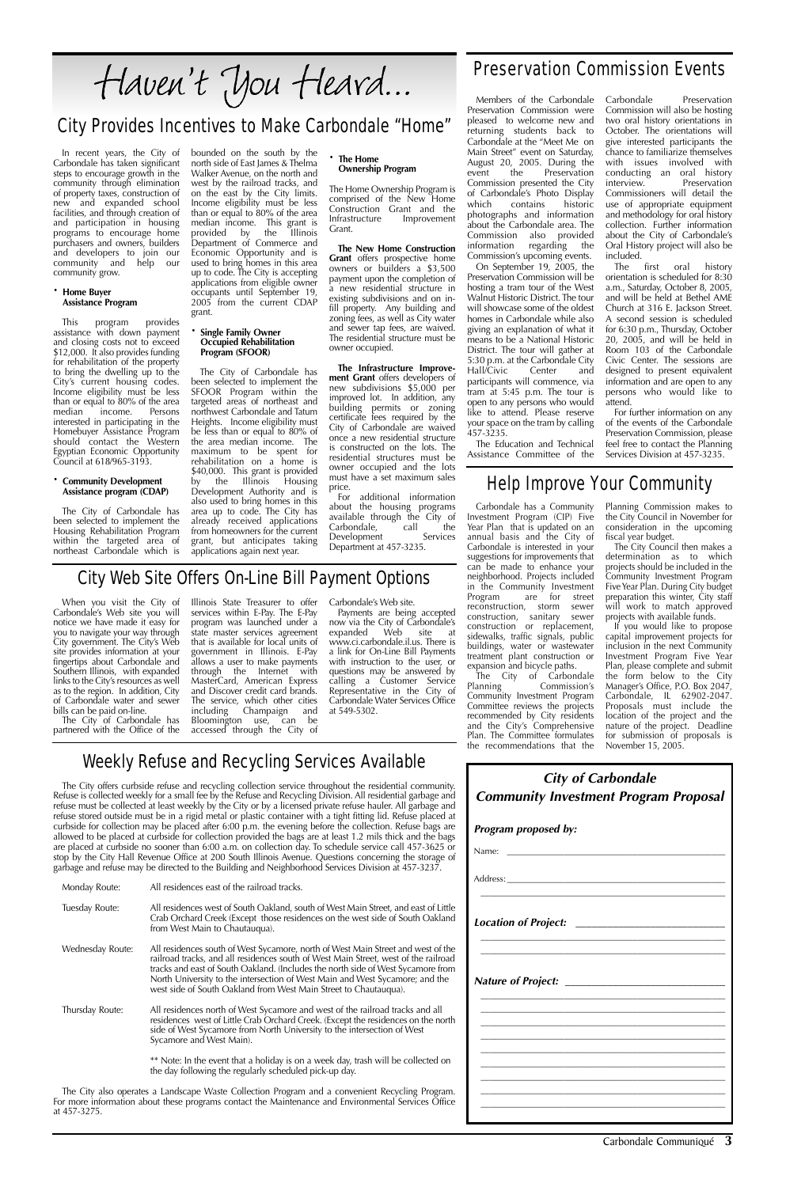# Haven't You Heard...

## City Provides Incentives to Make Carbondale "Home"

In recent years, the City of Carbondale has taken significant steps to encourage growth in the community through elimination of property taxes, construction of new and expanded school facilities, and through creation of and participation in housing programs to encourage home purchasers and owners, builders and developers to join our community and help our community grow.

- **Home Buyer Assistance Program**

This program provides assistance with down payment and closing costs not to exceed $12,000. It also provides funding for rehabilitation of the property to bring the dwelling up to the City's current housing codes. Income eligibility must be less than or equal to 80% of the area median income. Persons interested in participating in the Homebuyer Assistance Program should contact the Western Egyptian Economic Opportunity Council at 618/965-3193.

- **Community Development Assistance program (CDAP)**

The City of Carbondale has been selected to implement the Housing Rehabilitation Program within the targeted area of northeast Carbondale which is bounded on the south by the north side of East James & Thelma Walker Avenue, on the north and west by the railroad tracks, and on the east by the City limits. Income eligibility must be less than or equal to 80% of the area median income. This grant is provided by the Illinois Department of Commerce and Economic Opportunity and is used to bring homes in this area up to code. The City is accepting applications from eligible owner occupants until September 19, 2005 from the current CDAP grant.

- **Single Family Owner Occupied Rehabilitation Program (SFOOR)**

The City of Carbondale has been selected to implement the SFOOR Program within the targeted areas of northeast and northwest Carbondale and Tatum Heights. Income eligibility must be less than or equal to 80% of the area median income. The maximum to be spent for rehabilitation on a home is $40,000. This grant is provided by the Illinois Housing Development Authority and is also used to bring homes in this area up to code. The City has already received applications from homeowners for the current grant, but anticipates taking applications again next year.

- **The Home Ownership Program**

The Home Ownership Program is comprised of the New Home Construction Grant and the Infrastructure Improvement Grant.

**The New Home Construction Grant** offers prospective home owners or builders a $3,500 payment upon the completion of a new residential structure in existing subdivisions and on in-fill property. Any building and zoning fees, as well as City water and sewer tap fees, are waived. The residential structure must be owner occupied.

**The Infrastructure Improvement Grant** offers developers of new subdivisions $5,000 per improved lot. In addition, any building permits or zoning certificate fees required by the City of Carbondale are waived once a new residential structure is constructed on the lots. The residential structures must be owner occupied and the lots must have a set maximum sales price.

For additional information about the housing programs available through the City of Carbondale, call the Development Services Department at 457-3235.

## City Web Site Offers On-Line Bill Payment Options

When you visit the City of Carbondale's Web site you will notice we have made it easy for you to navigate your way through City government. The City's Web site provides information at your fingertips about Carbondale and Southern Illinois, with expanded links to the City's resources as well as to the region. In addition, City of Carbondale water and sewer bills can be paid on-line.

The City of Carbondale has partnered with the Office of the Illinois State Treasurer to offer services within E-Pay. The E-Pay program was launched under a state master services agreement that is available for local units of government in Illinois. E-Pay allows a user to make payments through the Internet with MasterCard, American Express and Discover credit card brands. The service, which other cities including Champaign and Bloomington use, can be accessed through the City of Carbondale's Web site.

Payments are being accepted now via the City of Carbondale's expanded Web site at www.ci.carbondale.il.us. There is a link for On-Line Bill Payments with instruction to the user, or questions may be answered by calling a Customer Service Representative in the City of Carbondale Water Services Office at 549-5302.

## Weekly Refuse and Recycling Services Available

The City offers curbside refuse and recycling collection service throughout the residential community. Refuse is collected weekly for a small fee by the Refuse and Recycling Division. All residential garbage and refuse must be collected at least weekly by the City or by a licensed private refuse hauler. All garbage and refuse stored outside must be in a rigid metal or plastic container with a tight fitting lid. Refuse placed at curbside for collection may be placed after 6:00 p.m. the evening before the collection. Refuse bags are allowed to be placed at curbside for collection provided the bags are at least 1.2 mils thick and the bags are placed at curbside no sooner than 6:00 a.m. on collection day. To schedule service call 457-3625 or stop by the City Hall Revenue Office at 200 South Illinois Avenue. Questions concerning the storage of garbage and refuse may be directed to the Building and Neighborhood Services Division at 457-3237.

| | |
|---|---|
| Monday Route: | All residences east of the railroad tracks. |
| Tuesday Route: | All residences west of South Oakland, south of West Main Street, and east of Little Crab Orchard Creek (Except those residences on the west side of South Oakland from West Main to Chautauqua). |
| Wednesday Route: | All residences south of West Sycamore, north of West Main Street and west of the railroad tracks, and all residences south of West Main Street, west of the railroad tracks and east of South Oakland. (Includes the north side of West Sycamore from North University to the intersection of West Main and West Sycamore; and the west side of South Oakland from West Main Street to Chautauqua). |
| Thursday Route: | All residences north of West Sycamore and west of the railroad tracks and all residences west of Little Crab Orchard Creek. (Except the residences on the north side of West Sycamore from North University to the intersection of West Sycamore and West Main). |

** Note: In the event that a holiday is on a week day, trash will be collected on the day following the regularly scheduled pick-up day.

The City also operates a Landscape Waste Collection Program and a convenient Recycling Program. For more information about these programs contact the Maintenance and Environmental Services Office at 457-3275.

## Preservation Commission Events

Members of the Carbondale Preservation Commission were pleased to welcome new and returning students back to Carbondale at the "Meet Me on Main Street" event on Saturday, August 20, 2005. During the event the Preservation Commission presented the City of Carbondale's Photo Display which contains historic photographs and information about the Carbondale area. The Commission also provided information regarding the Commission's upcoming events.

On September 19, 2005, the Preservation Commission will be hosting a tram tour of the West Walnut Historic District. The tour will showcase some of the oldest homes in Carbondale while also giving an explanation of what it means to be a National Historic District. The tour will gather at 5:30 p.m. at the Carbondale City Hall/Civic Center and participants will commence, via tram at 5:45 p.m. The tour is open to any persons who would like to attend. Please reserve your space on the tram by calling 457-3235.

The Education and Technical Assistance Committee of the Carbondale Preservation Commission will also be hosting two oral history orientations in October. The orientations will give interested participants the chance to familiarize themselves with issues involved with conducting an oral history interview. Preservation Commissioners will detail the use of appropriate equipment and methodology for oral history collection. Further information about the City of Carbondale's Oral History project will also be included.

The first oral history orientation is scheduled for 8:30 a.m., Saturday, October 8, 2005, and will be held at Bethel AME Church at 316 E. Jackson Street. A second session is scheduled for 6:30 p.m., Thursday, October 20, 2005, and will be held in Room 103 of the Carbondale Civic Center. The sessions are designed to present equivalent information and are open to any persons who would like to attend.

For further information on any of the events of the Carbondale Preservation Commission, please feel free to contact the Planning Services Division at 457-3235.

## Help Improve Your Community

Carbondale has a Community Investment Program (CIP) Five Year Plan that is updated on an annual basis and the City of Carbondale is interested in your suggestions for improvements that can be made to enhance your neighborhood. Projects included in the Community Investment Program are for street reconstruction, storm sewer construction, sanitary sewer construction or replacement, sidewalks, traffic signals, public buildings, water or wastewater treatment plant construction or expansion and bicycle paths.

The City of Carbondale Planning Commission's Community Investment Program Committee reviews the projects recommended by City residents and the City's Comprehensive Plan. The Committee formulates the recommendations that the Planning Commission makes to the City Council in November for consideration in the upcoming fiscal year budget.

The City Council then makes a determination as to which projects should be included in the Community Investment Program Five Year Plan. During City budget preparation this winter, City staff will work to match approved projects with available funds.

If you would like to propose capital improvement projects for inclusion in the next Community Investment Program Five Year Plan, please complete and submit the form below to the City Manager's Office, P.O. Box 2047, Carbondale, IL 62902-2047. Proposals must include the location of the project and the nature of the project. Deadline for submission of proposals is November 15, 2005.

### *City of Carbondale Community Investment Program Proposal*

***Program proposed by:***

Name: \_\_\_\_\_\_\_\_\_\_\_\_\_\_\_\_\_\_\_\_\_\_\_\_\_\_\_\_\_\_

Address: \_\_\_\_\_\_\_\_\_\_\_\_\_\_\_\_\_\_\_\_\_\_\_\_\_\_\_\_\_\_

***Location of Project:*** \_\_\_\_\_\_\_\_\_\_\_\_\_\_\_\_\_\_\_\_\_\_\_\_\_\_\_\_\_\_

***Nature of Project:*** \_\_\_\_\_\_\_\_\_\_\_\_\_\_\_\_\_\_\_\_\_\_\_\_\_\_\_\_\_\_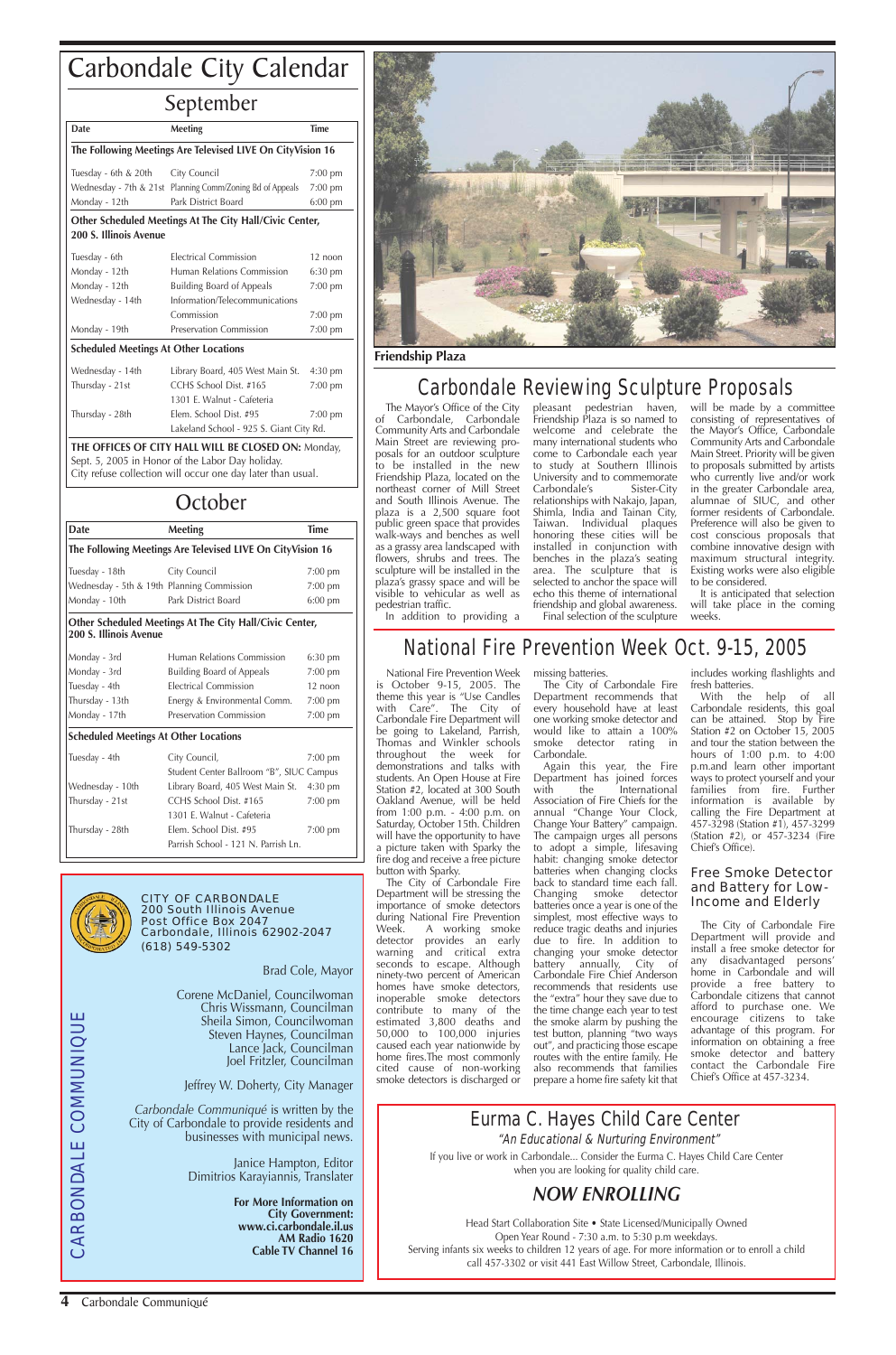# Carbondale City Calendar

## September

| Date | Meeting | Time |
|---|---|---|
| **The Following Meetings Are Televised LIVE On CityVision 16** | | |
| Tuesday - 6th & 20th | City Council | 7:00 pm |
| Wednesday - 7th & 21st | Planning Comm/Zoning Bd of Appeals | 7:00 pm |
| Monday - 12th | Park District Board | 6:00 pm |
| **Other Scheduled Meetings At The City Hall/Civic Center, 200 S. Illinois Avenue** | | |
| Tuesday - 6th | Electrical Commission | 12 noon |
| Monday - 12th | Human Relations Commission | 6:30 pm |
| Monday - 12th | Building Board of Appeals | 7:00 pm |
| Wednesday - 14th | Information/Telecommunications Commission | 7:00 pm |
| Monday - 19th | Preservation Commission | 7:00 pm |
| **Scheduled Meetings At Other Locations** | | |
| Wednesday - 14th | Library Board, 405 West Main St. | 4:30 pm |
| Thursday - 21st | CCHS School Dist. #165, 1301 E. Walnut - Cafeteria | 7:00 pm |
| Thursday - 28th | Elem. School Dist. #95, Lakeland School - 925 S. Giant City Rd. | 7:00 pm |

**THE OFFICES OF CITY HALL WILL BE CLOSED ON:** Monday, Sept. 5, 2005 in Honor of the Labor Day holiday.
City refuse collection will occur one day later than usual.

## October

| Date | Meeting | Time |
|---|---|---|
| **The Following Meetings Are Televised LIVE On CityVision 16** | | |
| Tuesday - 18th | City Council | 7:00 pm |
| Wednesday - 5th & 19th | Planning Commission | 7:00 pm |
| Monday - 10th | Park District Board | 6:00 pm |
| **Other Scheduled Meetings At The City Hall/Civic Center, 200 S. Illinois Avenue** | | |
| Monday - 3rd | Human Relations Commission | 6:30 pm |
| Monday - 3rd | Building Board of Appeals | 7:00 pm |
| Tuesday - 4th | Electrical Commission | 12 noon |
| Thursday - 13th | Energy & Environmental Comm. | 7:00 pm |
| Monday - 17th | Preservation Commission | 7:00 pm |
| **Scheduled Meetings At Other Locations** | | |
| Tuesday - 4th | City Council, Student Center Ballroom "B", SIUC Campus | 7:00 pm |
| Wednesday - 10th | Library Board, 405 West Main St. | 4:30 pm |
| Thursday - 21st | CCHS School Dist. #165, 1301 E. Walnut - Cafeteria | 7:00 pm |
| Thursday - 28th | Elem. School Dist. #95, Parrish School - 121 N. Parrish Ln. | 7:00 pm |

CITY OF CARBONDALE
200 South Illinois Avenue
Post Office Box 2047
Carbondale, Illinois 62902-2047
(618) 549-5302

Brad Cole, Mayor

Corene McDaniel, Councilwoman
Chris Wissmann, Councilman
Sheila Simon, Councilwoman
Steven Haynes, Councilman
Lance Jack, Councilman
Joel Fritzler, Councilman

Jeffrey W. Doherty, City Manager

*Carbondale Communiqué* is written by the City of Carbondale to provide residents and businesses with municipal news.

Janice Hampton, Editor
Dimitrios Karayiannis, Translater

**For More Information on City Government:**
**www.ci.carbondale.il.us**
**AM Radio 1620**
**Cable TV Channel 16**

CARBONDALE COMMUNIQUE

**Friendship Plaza**

# Carbondale Reviewing Sculpture Proposals

The Mayor's Office of the City of Carbondale, Carbondale Community Arts and Carbondale Main Street are reviewing proposals for an outdoor sculpture to be installed in the new Friendship Plaza, located on the northeast corner of Mill Street and South Illinois Avenue. The plaza is a 2,500 square foot public green space that provides walk-ways and benches as well as a grassy area landscaped with flowers, shrubs and trees. The sculpture will be installed in the plaza's grassy space and will be visible to vehicular as well as pedestrian traffic.

In addition to providing a pleasant pedestrian haven, Friendship Plaza is so named to welcome and celebrate the many international students who come to Carbondale each year to study at Southern Illinois University and to commemorate Carbondale's Sister-City relationships with Nakajo, Japan, Shimla, India and Tainan City, Taiwan. Individual plaques honoring these cities will be installed in conjunction with benches in the plaza's seating area. The sculpture that is selected to anchor the space will echo this theme of international friendship and global awareness.

Final selection of the sculpture will be made by a committee consisting of representatives of the Mayor's Office, Carbondale Community Arts and Carbondale Main Street. Priority will be given to proposals submitted by artists who currently live and/or work in the greater Carbondale area, alumnae of SIUC, and other former residents of Carbondale. Preference will also be given to cost conscious proposals that combine innovative design with maximum structural integrity. Existing works were also eligible to be considered.

It is anticipated that selection will take place in the coming weeks.

# National Fire Prevention Week Oct. 9-15, 2005

National Fire Prevention Week is October 9-15, 2005. The theme this year is "Use Candles with Care". The City of Carbondale Fire Department will be going to Lakeland, Parrish, Thomas and Winkler schools throughout the week for demonstrations and talks with students. An Open House at Fire Station #2, located at 300 South Oakland Avenue, will be held from 1:00 p.m. - 4:00 p.m. on Saturday, October 15th. Children will have the opportunity to have a picture taken with Sparky the fire dog and receive a free picture button with Sparky.

The City of Carbondale Fire Department will be stressing the importance of smoke detectors during National Fire Prevention Week. A working smoke detector provides an early warning and critical extra seconds to escape. Although ninety-two percent of American homes have smoke detectors, inoperable smoke detectors contribute to many of the estimated 3,800 deaths and 50,000 to 100,000 injuries caused each year nationwide by home fires.The most commonly cited cause of non-working smoke detectors is discharged or missing batteries.

The City of Carbondale Fire Department recommends that every household have at least one working smoke detector and would like to attain a 100% smoke detector rating in Carbondale.

Again this year, the Fire Department has joined forces with the International Association of Fire Chiefs for the annual "Change Your Clock, Change Your Battery" campaign. The campaign urges all persons to adopt a simple, lifesaving habit: changing smoke detector batteries when changing clocks back to standard time each fall. Changing smoke detector batteries once a year is one of the simplest, most effective ways to reduce tragic deaths and injuries due to fire. In addition to changing your smoke detector battery annually, City of Carbondale Fire Chief Anderson recommends that residents use the "extra" hour they save due to the time change each year to test the smoke alarm by pushing the test button, planning "two ways out", and practicing those escape routes with the entire family. He also recommends that families prepare a home fire safety kit that includes working flashlights and fresh batteries.

With the help of all Carbondale residents, this goal can be attained. Stop by Fire Station #2 on October 15, 2005 and tour the station between the hours of 1:00 p.m. to 4:00 p.m.and learn other important ways to protect yourself and your families from fire. Further information is available by calling the Fire Department at 457-3298 (Station #1), 457-3299 (Station #2), or 457-3234 (Fire Chief's Office).

### Free Smoke Detector and Battery for Low-Income and Elderly

The City of Carbondale Fire Department will provide and install a free smoke detector for any disadvantaged persons' home in Carbondale and will provide a free battery to Carbondale citizens that cannot afford to purchase one. We encourage citizens to take advantage of this program. For information on obtaining a free smoke detector and battery contact the Carbondale Fire Chief's Office at 457-3234.

# Eurma C. Hayes Child Care Center

*"An Educational & Nurturing Environment"*

If you live or work in Carbondale... Consider the Eurma C. Hayes Child Care Center when you are looking for quality child care.

## *NOW ENROLLING*

Head Start Collaboration Site • State Licensed/Municipally Owned
Open Year Round - 7:30 a.m. to 5:30 p.m weekdays.
Serving infants six weeks to children 12 years of age. For more information or to enroll a child call 457-3302 or visit 441 East Willow Street, Carbondale, Illinois.